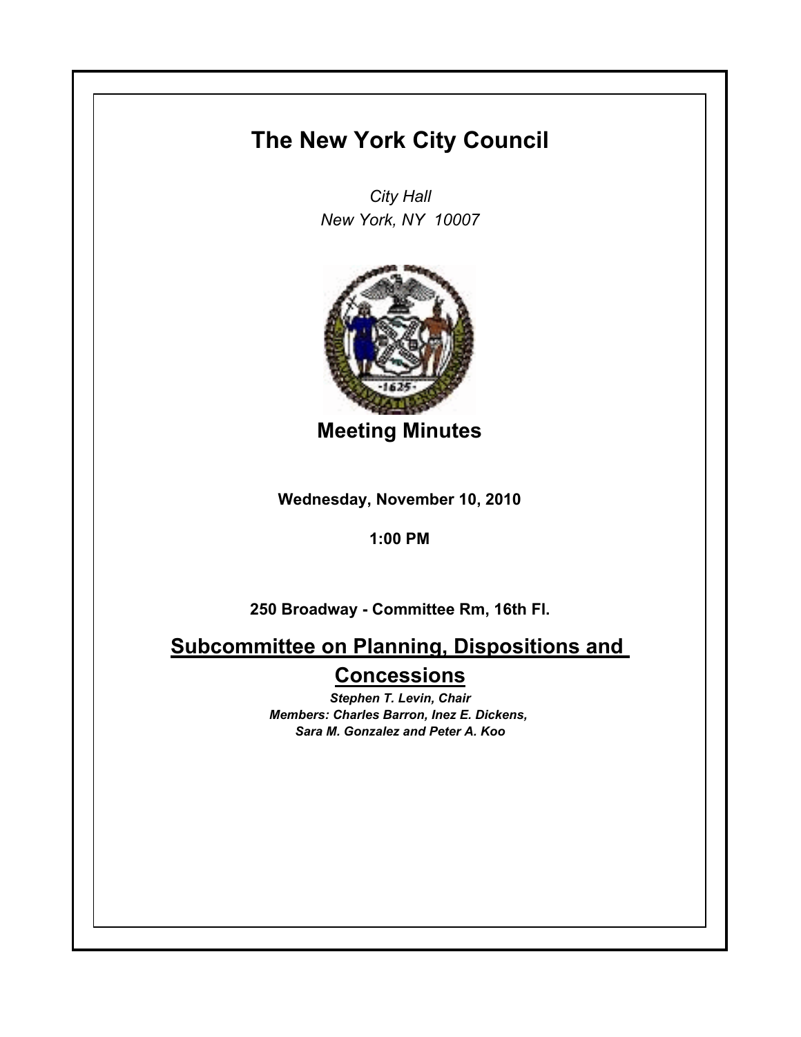# The New York City Council

*City Hall*
*New York, NY 10007*

## Meeting Minutes

**Wednesday, November 10, 2010**

**1:00 PM**

**250 Broadway - Committee Rm, 16th Fl.**

## Subcommittee on Planning, Dispositions and Concessions

***Stephen T. Levin, Chair***
***Members: Charles Barron, Inez E. Dickens, Sara M. Gonzalez and Peter A. Koo***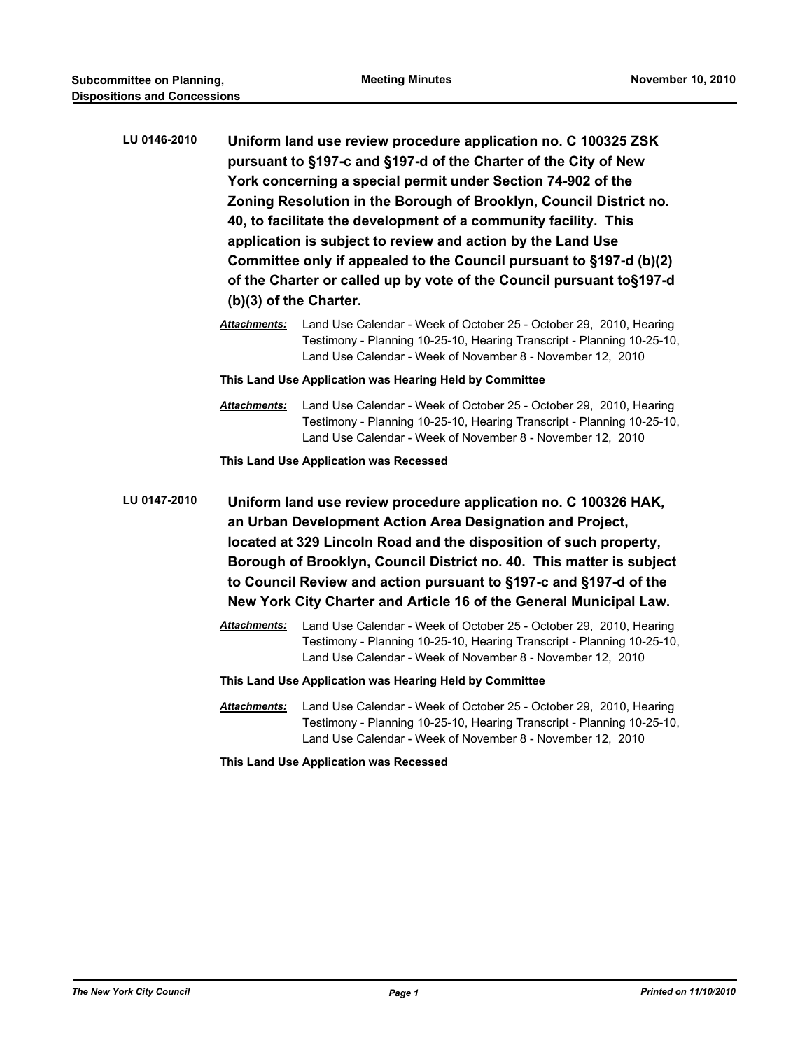**LU 0146-2010** **Uniform land use review procedure application no. C 100325 ZSK pursuant to §197-c and §197-d of the Charter of the City of New York concerning a special permit under Section 74-902 of the Zoning Resolution in the Borough of Brooklyn, Council District no. 40, to facilitate the development of a community facility. This application is subject to review and action by the Land Use Committee only if appealed to the Council pursuant to §197-d (b)(2) of the Charter or called up by vote of the Council pursuant to§197-d (b)(3) of the Charter.**

***Attachments:*** Land Use Calendar - Week of October 25 - October 29, 2010, Hearing Testimony - Planning 10-25-10, Hearing Transcript - Planning 10-25-10, Land Use Calendar - Week of November 8 - November 12, 2010

**This Land Use Application was Hearing Held by Committee**

***Attachments:*** Land Use Calendar - Week of October 25 - October 29, 2010, Hearing Testimony - Planning 10-25-10, Hearing Transcript - Planning 10-25-10, Land Use Calendar - Week of November 8 - November 12, 2010

**This Land Use Application was Recessed**

**LU 0147-2010** **Uniform land use review procedure application no. C 100326 HAK, an Urban Development Action Area Designation and Project, located at 329 Lincoln Road and the disposition of such property, Borough of Brooklyn, Council District no. 40. This matter is subject to Council Review and action pursuant to §197-c and §197-d of the New York City Charter and Article 16 of the General Municipal Law.**

***Attachments:*** Land Use Calendar - Week of October 25 - October 29, 2010, Hearing Testimony - Planning 10-25-10, Hearing Transcript - Planning 10-25-10, Land Use Calendar - Week of November 8 - November 12, 2010

**This Land Use Application was Hearing Held by Committee**

***Attachments:*** Land Use Calendar - Week of October 25 - October 29, 2010, Hearing Testimony - Planning 10-25-10, Hearing Transcript - Planning 10-25-10, Land Use Calendar - Week of November 8 - November 12, 2010

**This Land Use Application was Recessed**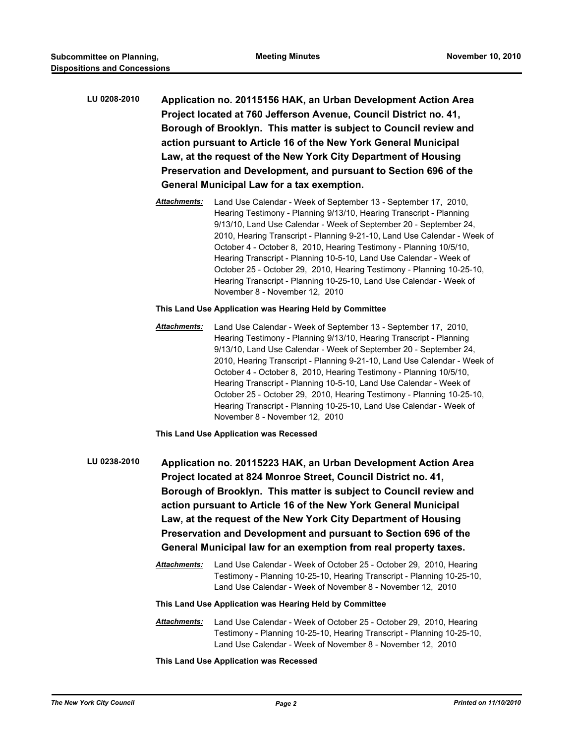**LU 0208-2010** **Application no. 20115156 HAK, an Urban Development Action Area Project located at 760 Jefferson Avenue, Council District no. 41, Borough of Brooklyn. This matter is subject to Council review and action pursuant to Article 16 of the New York General Municipal Law, at the request of the New York City Department of Housing Preservation and Development, and pursuant to Section 696 of the General Municipal Law for a tax exemption.**

***Attachments:*** Land Use Calendar - Week of September 13 - September 17, 2010, Hearing Testimony - Planning 9/13/10, Hearing Transcript - Planning 9/13/10, Land Use Calendar - Week of September 20 - September 24, 2010, Hearing Transcript - Planning 9-21-10, Land Use Calendar - Week of October 4 - October 8, 2010, Hearing Testimony - Planning 10/5/10, Hearing Transcript - Planning 10-5-10, Land Use Calendar - Week of October 25 - October 29, 2010, Hearing Testimony - Planning 10-25-10, Hearing Transcript - Planning 10-25-10, Land Use Calendar - Week of November 8 - November 12, 2010

**This Land Use Application was Hearing Held by Committee**

***Attachments:*** Land Use Calendar - Week of September 13 - September 17, 2010, Hearing Testimony - Planning 9/13/10, Hearing Transcript - Planning 9/13/10, Land Use Calendar - Week of September 20 - September 24, 2010, Hearing Transcript - Planning 9-21-10, Land Use Calendar - Week of October 4 - October 8, 2010, Hearing Testimony - Planning 10/5/10, Hearing Transcript - Planning 10-5-10, Land Use Calendar - Week of October 25 - October 29, 2010, Hearing Testimony - Planning 10-25-10, Hearing Transcript - Planning 10-25-10, Land Use Calendar - Week of November 8 - November 12, 2010

**This Land Use Application was Recessed**

**LU 0238-2010** **Application no. 20115223 HAK, an Urban Development Action Area Project located at 824 Monroe Street, Council District no. 41, Borough of Brooklyn. This matter is subject to Council review and action pursuant to Article 16 of the New York General Municipal Law, at the request of the New York City Department of Housing Preservation and Development and pursuant to Section 696 of the General Municipal law for an exemption from real property taxes.**

***Attachments:*** Land Use Calendar - Week of October 25 - October 29, 2010, Hearing Testimony - Planning 10-25-10, Hearing Transcript - Planning 10-25-10, Land Use Calendar - Week of November 8 - November 12, 2010

**This Land Use Application was Hearing Held by Committee**

***Attachments:*** Land Use Calendar - Week of October 25 - October 29, 2010, Hearing Testimony - Planning 10-25-10, Hearing Transcript - Planning 10-25-10, Land Use Calendar - Week of November 8 - November 12, 2010

**This Land Use Application was Recessed**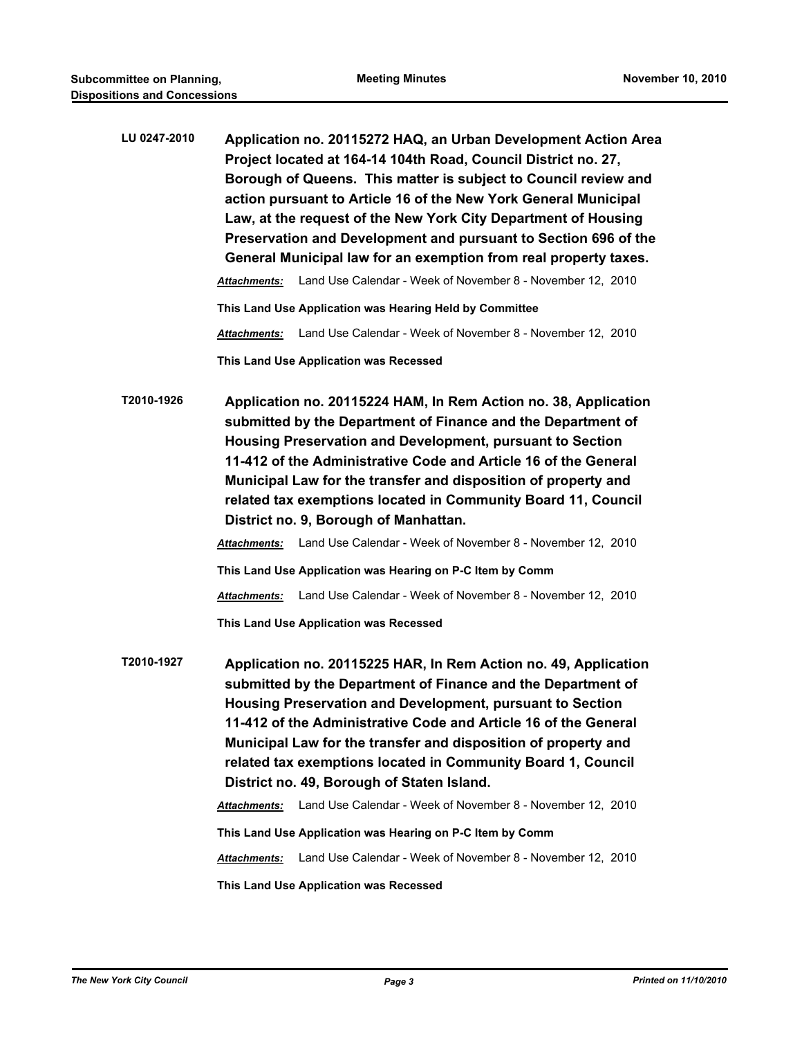**LU 0247-2010** **Application no. 20115272 HAQ, an Urban Development Action Area Project located at 164-14 104th Road, Council District no. 27, Borough of Queens. This matter is subject to Council review and action pursuant to Article 16 of the New York General Municipal Law, at the request of the New York City Department of Housing Preservation and Development and pursuant to Section 696 of the General Municipal law for an exemption from real property taxes.**

***Attachments:*** Land Use Calendar - Week of November 8 - November 12, 2010

**This Land Use Application was Hearing Held by Committee**

***Attachments:*** Land Use Calendar - Week of November 8 - November 12, 2010

**This Land Use Application was Recessed**

**T2010-1926** **Application no. 20115224 HAM, In Rem Action no. 38, Application submitted by the Department of Finance and the Department of Housing Preservation and Development, pursuant to Section 11-412 of the Administrative Code and Article 16 of the General Municipal Law for the transfer and disposition of property and related tax exemptions located in Community Board 11, Council District no. 9, Borough of Manhattan.**

***Attachments:*** Land Use Calendar - Week of November 8 - November 12, 2010

**This Land Use Application was Hearing on P-C Item by Comm**

***Attachments:*** Land Use Calendar - Week of November 8 - November 12, 2010

**This Land Use Application was Recessed**

**T2010-1927** **Application no. 20115225 HAR, In Rem Action no. 49, Application submitted by the Department of Finance and the Department of Housing Preservation and Development, pursuant to Section 11-412 of the Administrative Code and Article 16 of the General Municipal Law for the transfer and disposition of property and related tax exemptions located in Community Board 1, Council District no. 49, Borough of Staten Island.**

***Attachments:*** Land Use Calendar - Week of November 8 - November 12, 2010

**This Land Use Application was Hearing on P-C Item by Comm**

***Attachments:*** Land Use Calendar - Week of November 8 - November 12, 2010

**This Land Use Application was Recessed**